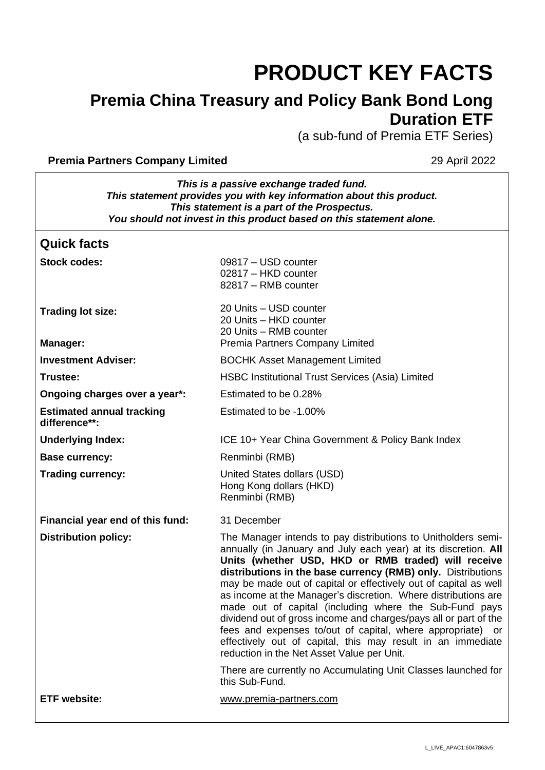# PRODUCT KEY FACTS

## Premia China Treasury and Policy Bank Bond Long Duration ETF

(a sub-fund of Premia ETF Series)

**Premia Partners Company Limited** 29 April 2022

***This is a passive exchange traded fund.***
***This statement provides you with key information about this product.***
***This statement is a part of the Prospectus.***
***You should not invest in this product based on this statement alone.***

## Quick facts

| | |
|---|---|
| **Stock codes:** | 09817 – USD counter<br>02817 – HKD counter<br>82817 – RMB counter |
| **Trading lot size:** | 20 Units – USD counter<br>20 Units – HKD counter<br>20 Units – RMB counter |
| **Manager:** | Premia Partners Company Limited |
| **Investment Adviser:** | BOCHK Asset Management Limited |
| **Trustee:** | HSBC Institutional Trust Services (Asia) Limited |
| **Ongoing charges over a year\*:** | Estimated to be 0.28% |
| **Estimated annual tracking difference\*\*:** | Estimated to be -1.00% |
| **Underlying Index:** | ICE 10+ Year China Government & Policy Bank Index |
| **Base currency:** | Renminbi (RMB) |
| **Trading currency:** | United States dollars (USD)<br>Hong Kong dollars (HKD)<br>Renminbi (RMB) |
| **Financial year end of this fund:** | 31 December |
| **Distribution policy:** | The Manager intends to pay distributions to Unitholders semi-annually (in January and July each year) at its discretion. **All Units (whether USD, HKD or RMB traded) will receive distributions in the base currency (RMB) only.** Distributions may be made out of capital or effectively out of capital as well as income at the Manager's discretion. Where distributions are made out of capital (including where the Sub-Fund pays dividend out of gross income and charges/pays all or part of the fees and expenses to/out of capital, where appropriate) or effectively out of capital, this may result in an immediate reduction in the Net Asset Value per Unit.<br><br>There are currently no Accumulating Unit Classes launched for this Sub-Fund. |
| **ETF website:** | www.premia-partners.com |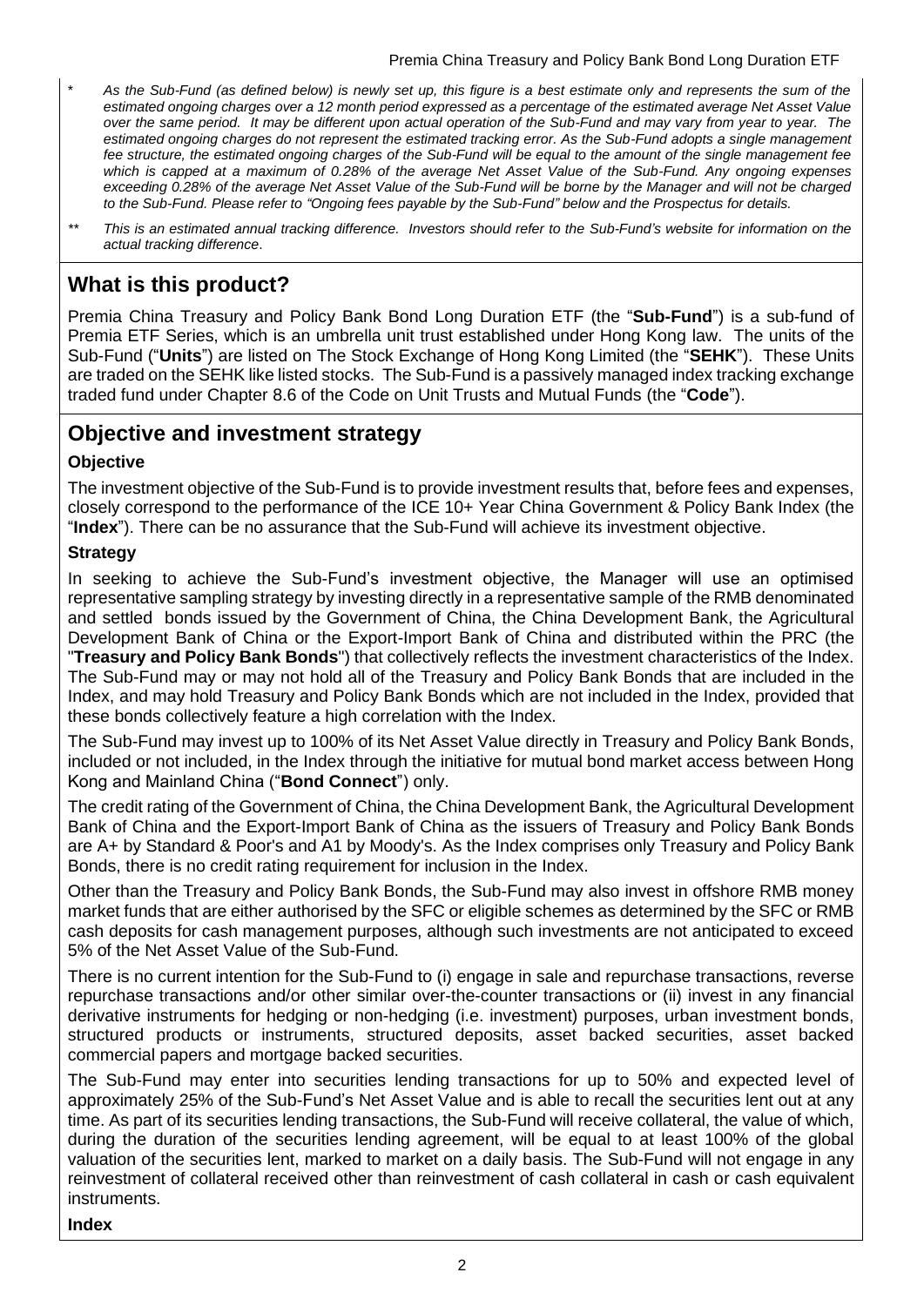\* *As the Sub-Fund (as defined below) is newly set up, this figure is a best estimate only and represents the sum of the estimated ongoing charges over a 12 month period expressed as a percentage of the estimated average Net Asset Value over the same period. It may be different upon actual operation of the Sub-Fund and may vary from year to year. The estimated ongoing charges do not represent the estimated tracking error. As the Sub-Fund adopts a single management fee structure, the estimated ongoing charges of the Sub-Fund will be equal to the amount of the single management fee which is capped at a maximum of 0.28% of the average Net Asset Value of the Sub-Fund. Any ongoing expenses exceeding 0.28% of the average Net Asset Value of the Sub-Fund will be borne by the Manager and will not be charged to the Sub-Fund. Please refer to "Ongoing fees payable by the Sub-Fund" below and the Prospectus for details.*

\*\* *This is an estimated annual tracking difference. Investors should refer to the Sub-Fund's website for information on the actual tracking difference.*

## What is this product?

Premia China Treasury and Policy Bank Bond Long Duration ETF (the "**Sub-Fund**") is a sub-fund of Premia ETF Series, which is an umbrella unit trust established under Hong Kong law. The units of the Sub-Fund ("**Units**") are listed on The Stock Exchange of Hong Kong Limited (the "**SEHK**"). These Units are traded on the SEHK like listed stocks. The Sub-Fund is a passively managed index tracking exchange traded fund under Chapter 8.6 of the Code on Unit Trusts and Mutual Funds (the "**Code**").

## Objective and investment strategy

### Objective

The investment objective of the Sub-Fund is to provide investment results that, before fees and expenses, closely correspond to the performance of the ICE 10+ Year China Government & Policy Bank Index (the "**Index**"). There can be no assurance that the Sub-Fund will achieve its investment objective.

### Strategy

In seeking to achieve the Sub-Fund's investment objective, the Manager will use an optimised representative sampling strategy by investing directly in a representative sample of the RMB denominated and settled bonds issued by the Government of China, the China Development Bank, the Agricultural Development Bank of China or the Export-Import Bank of China and distributed within the PRC (the "**Treasury and Policy Bank Bonds**") that collectively reflects the investment characteristics of the Index. The Sub-Fund may or may not hold all of the Treasury and Policy Bank Bonds that are included in the Index, and may hold Treasury and Policy Bank Bonds which are not included in the Index, provided that these bonds collectively feature a high correlation with the Index.

The Sub-Fund may invest up to 100% of its Net Asset Value directly in Treasury and Policy Bank Bonds, included or not included, in the Index through the initiative for mutual bond market access between Hong Kong and Mainland China ("**Bond Connect**") only.

The credit rating of the Government of China, the China Development Bank, the Agricultural Development Bank of China and the Export-Import Bank of China as the issuers of Treasury and Policy Bank Bonds are A+ by Standard & Poor's and A1 by Moody's. As the Index comprises only Treasury and Policy Bank Bonds, there is no credit rating requirement for inclusion in the Index.

Other than the Treasury and Policy Bank Bonds, the Sub-Fund may also invest in offshore RMB money market funds that are either authorised by the SFC or eligible schemes as determined by the SFC or RMB cash deposits for cash management purposes, although such investments are not anticipated to exceed 5% of the Net Asset Value of the Sub-Fund.

There is no current intention for the Sub-Fund to (i) engage in sale and repurchase transactions, reverse repurchase transactions and/or other similar over-the-counter transactions or (ii) invest in any financial derivative instruments for hedging or non-hedging (i.e. investment) purposes, urban investment bonds, structured products or instruments, structured deposits, asset backed securities, asset backed commercial papers and mortgage backed securities.

The Sub-Fund may enter into securities lending transactions for up to 50% and expected level of approximately 25% of the Sub-Fund's Net Asset Value and is able to recall the securities lent out at any time. As part of its securities lending transactions, the Sub-Fund will receive collateral, the value of which, during the duration of the securities lending agreement, will be equal to at least 100% of the global valuation of the securities lent, marked to market on a daily basis. The Sub-Fund will not engage in any reinvestment of collateral received other than reinvestment of cash collateral in cash or cash equivalent instruments.

### Index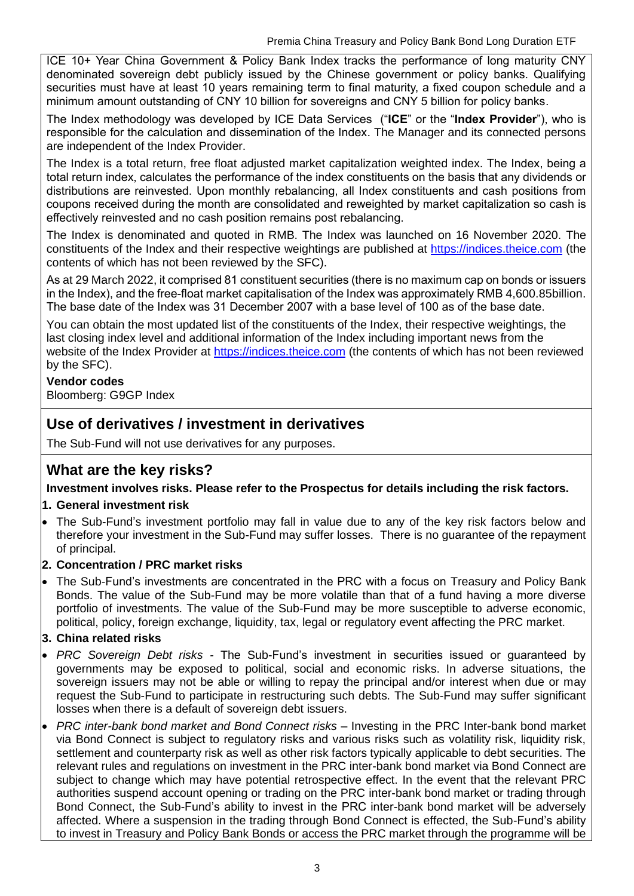ICE 10+ Year China Government & Policy Bank Index tracks the performance of long maturity CNY denominated sovereign debt publicly issued by the Chinese government or policy banks. Qualifying securities must have at least 10 years remaining term to final maturity, a fixed coupon schedule and a minimum amount outstanding of CNY 10 billion for sovereigns and CNY 5 billion for policy banks.

The Index methodology was developed by ICE Data Services ("**ICE**" or the "**Index Provider**"), who is responsible for the calculation and dissemination of the Index. The Manager and its connected persons are independent of the Index Provider.

The Index is a total return, free float adjusted market capitalization weighted index. The Index, being a total return index, calculates the performance of the index constituents on the basis that any dividends or distributions are reinvested. Upon monthly rebalancing, all Index constituents and cash positions from coupons received during the month are consolidated and reweighted by market capitalization so cash is effectively reinvested and no cash position remains post rebalancing.

The Index is denominated and quoted in RMB. The Index was launched on 16 November 2020. The constituents of the Index and their respective weightings are published at https://indices.theice.com (the contents of which has not been reviewed by the SFC).

As at 29 March 2022, it comprised 81 constituent securities (there is no maximum cap on bonds or issuers in the Index), and the free-float market capitalisation of the Index was approximately RMB 4,600.85billion. The base date of the Index was 31 December 2007 with a base level of 100 as of the base date.

You can obtain the most updated list of the constituents of the Index, their respective weightings, the last closing index level and additional information of the Index including important news from the website of the Index Provider at https://indices.theice.com (the contents of which has not been reviewed by the SFC).

**Vendor codes**
Bloomberg: G9GP Index

## Use of derivatives / investment in derivatives

The Sub-Fund will not use derivatives for any purposes.

## What are the key risks?

**Investment involves risks. Please refer to the Prospectus for details including the risk factors.**

**1. General investment risk**

- The Sub-Fund's investment portfolio may fall in value due to any of the key risk factors below and therefore your investment in the Sub-Fund may suffer losses. There is no guarantee of the repayment of principal.

**2. Concentration / PRC market risks**

- The Sub-Fund's investments are concentrated in the PRC with a focus on Treasury and Policy Bank Bonds. The value of the Sub-Fund may be more volatile than that of a fund having a more diverse portfolio of investments. The value of the Sub-Fund may be more susceptible to adverse economic, political, policy, foreign exchange, liquidity, tax, legal or regulatory event affecting the PRC market.

**3. China related risks**

- *PRC Sovereign Debt risks* - The Sub-Fund's investment in securities issued or guaranteed by governments may be exposed to political, social and economic risks. In adverse situations, the sovereign issuers may not be able or willing to repay the principal and/or interest when due or may request the Sub-Fund to participate in restructuring such debts. The Sub-Fund may suffer significant losses when there is a default of sovereign debt issuers.
- *PRC inter-bank bond market and Bond Connect risks* – Investing in the PRC Inter-bank bond market via Bond Connect is subject to regulatory risks and various risks such as volatility risk, liquidity risk, settlement and counterparty risk as well as other risk factors typically applicable to debt securities. The relevant rules and regulations on investment in the PRC inter-bank bond market via Bond Connect are subject to change which may have potential retrospective effect. In the event that the relevant PRC authorities suspend account opening or trading on the PRC inter-bank bond market or trading through Bond Connect, the Sub-Fund's ability to invest in the PRC inter-bank bond market will be adversely affected. Where a suspension in the trading through Bond Connect is effected, the Sub-Fund's ability to invest in Treasury and Policy Bank Bonds or access the PRC market through the programme will be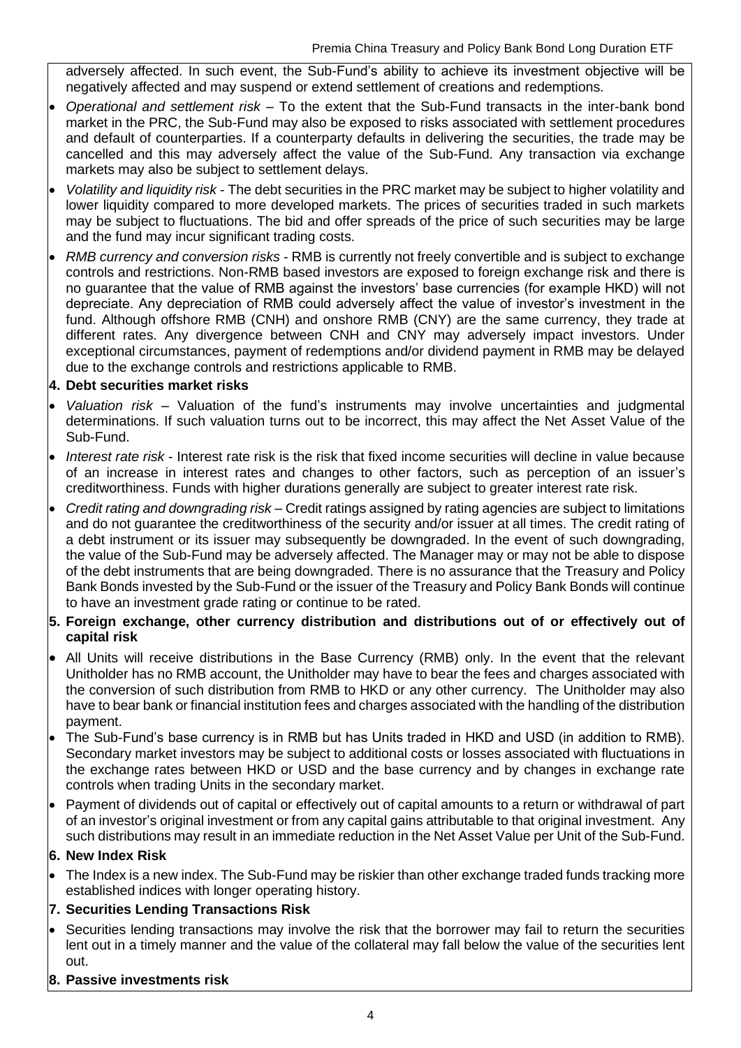adversely affected. In such event, the Sub-Fund's ability to achieve its investment objective will be negatively affected and may suspend or extend settlement of creations and redemptions.

- *Operational and settlement risk* – To the extent that the Sub-Fund transacts in the inter-bank bond market in the PRC, the Sub-Fund may also be exposed to risks associated with settlement procedures and default of counterparties. If a counterparty defaults in delivering the securities, the trade may be cancelled and this may adversely affect the value of the Sub-Fund. Any transaction via exchange markets may also be subject to settlement delays.
- *Volatility and liquidity risk* - The debt securities in the PRC market may be subject to higher volatility and lower liquidity compared to more developed markets. The prices of securities traded in such markets may be subject to fluctuations. The bid and offer spreads of the price of such securities may be large and the fund may incur significant trading costs.
- *RMB currency and conversion risks* - RMB is currently not freely convertible and is subject to exchange controls and restrictions. Non-RMB based investors are exposed to foreign exchange risk and there is no guarantee that the value of RMB against the investors' base currencies (for example HKD) will not depreciate. Any depreciation of RMB could adversely affect the value of investor's investment in the fund. Although offshore RMB (CNH) and onshore RMB (CNY) are the same currency, they trade at different rates. Any divergence between CNH and CNY may adversely impact investors. Under exceptional circumstances, payment of redemptions and/or dividend payment in RMB may be delayed due to the exchange controls and restrictions applicable to RMB.

**4. Debt securities market risks**

- *Valuation risk* – Valuation of the fund's instruments may involve uncertainties and judgmental determinations. If such valuation turns out to be incorrect, this may affect the Net Asset Value of the Sub-Fund.
- *Interest rate risk* - Interest rate risk is the risk that fixed income securities will decline in value because of an increase in interest rates and changes to other factors, such as perception of an issuer's creditworthiness. Funds with higher durations generally are subject to greater interest rate risk.
- *Credit rating and downgrading risk* – Credit ratings assigned by rating agencies are subject to limitations and do not guarantee the creditworthiness of the security and/or issuer at all times. The credit rating of a debt instrument or its issuer may subsequently be downgraded. In the event of such downgrading, the value of the Sub-Fund may be adversely affected. The Manager may or may not be able to dispose of the debt instruments that are being downgraded. There is no assurance that the Treasury and Policy Bank Bonds invested by the Sub-Fund or the issuer of the Treasury and Policy Bank Bonds will continue to have an investment grade rating or continue to be rated.

**5. Foreign exchange, other currency distribution and distributions out of or effectively out of capital risk**

- All Units will receive distributions in the Base Currency (RMB) only. In the event that the relevant Unitholder has no RMB account, the Unitholder may have to bear the fees and charges associated with the conversion of such distribution from RMB to HKD or any other currency. The Unitholder may also have to bear bank or financial institution fees and charges associated with the handling of the distribution payment.
- The Sub-Fund's base currency is in RMB but has Units traded in HKD and USD (in addition to RMB). Secondary market investors may be subject to additional costs or losses associated with fluctuations in the exchange rates between HKD or USD and the base currency and by changes in exchange rate controls when trading Units in the secondary market.
- Payment of dividends out of capital or effectively out of capital amounts to a return or withdrawal of part of an investor's original investment or from any capital gains attributable to that original investment. Any such distributions may result in an immediate reduction in the Net Asset Value per Unit of the Sub-Fund.

**6. New Index Risk**

- The Index is a new index. The Sub-Fund may be riskier than other exchange traded funds tracking more established indices with longer operating history.

**7. Securities Lending Transactions Risk**

- Securities lending transactions may involve the risk that the borrower may fail to return the securities lent out in a timely manner and the value of the collateral may fall below the value of the securities lent out.

**8. Passive investments risk**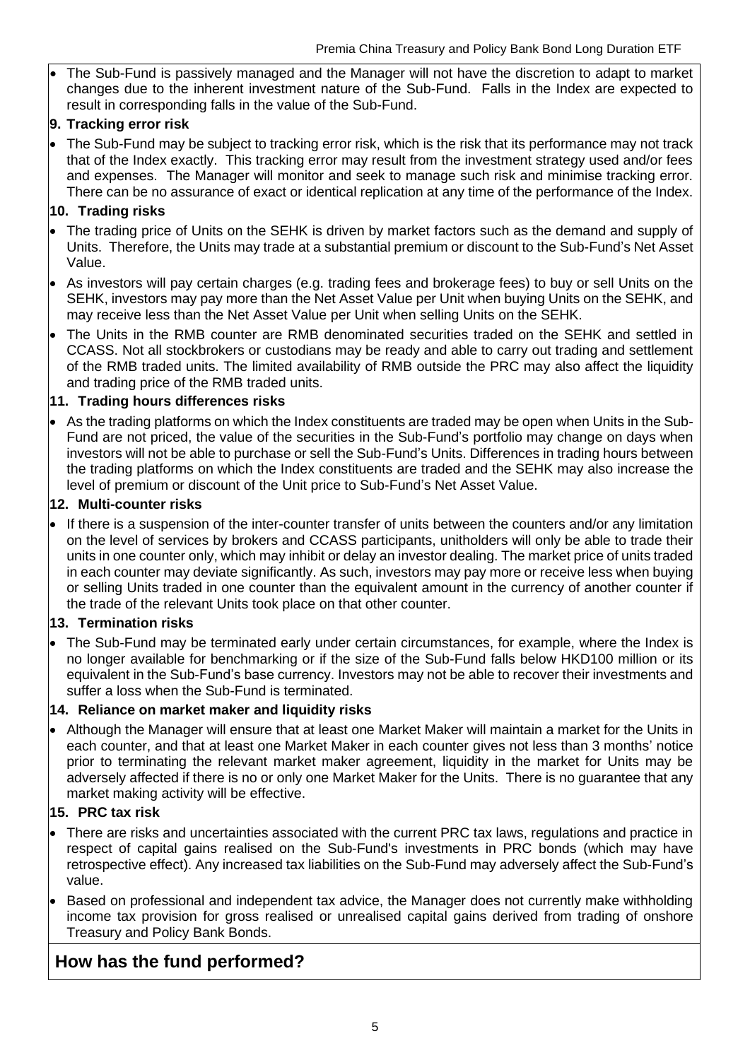- The Sub-Fund is passively managed and the Manager will not have the discretion to adapt to market changes due to the inherent investment nature of the Sub-Fund. Falls in the Index are expected to result in corresponding falls in the value of the Sub-Fund.

**9. Tracking error risk**

- The Sub-Fund may be subject to tracking error risk, which is the risk that its performance may not track that of the Index exactly. This tracking error may result from the investment strategy used and/or fees and expenses. The Manager will monitor and seek to manage such risk and minimise tracking error. There can be no assurance of exact or identical replication at any time of the performance of the Index.

**10. Trading risks**

- The trading price of Units on the SEHK is driven by market factors such as the demand and supply of Units. Therefore, the Units may trade at a substantial premium or discount to the Sub-Fund's Net Asset Value.
- As investors will pay certain charges (e.g. trading fees and brokerage fees) to buy or sell Units on the SEHK, investors may pay more than the Net Asset Value per Unit when buying Units on the SEHK, and may receive less than the Net Asset Value per Unit when selling Units on the SEHK.
- The Units in the RMB counter are RMB denominated securities traded on the SEHK and settled in CCASS. Not all stockbrokers or custodians may be ready and able to carry out trading and settlement of the RMB traded units. The limited availability of RMB outside the PRC may also affect the liquidity and trading price of the RMB traded units.

**11. Trading hours differences risks**

- As the trading platforms on which the Index constituents are traded may be open when Units in the Sub-Fund are not priced, the value of the securities in the Sub-Fund's portfolio may change on days when investors will not be able to purchase or sell the Sub-Fund's Units. Differences in trading hours between the trading platforms on which the Index constituents are traded and the SEHK may also increase the level of premium or discount of the Unit price to Sub-Fund's Net Asset Value.

**12. Multi-counter risks**

- If there is a suspension of the inter-counter transfer of units between the counters and/or any limitation on the level of services by brokers and CCASS participants, unitholders will only be able to trade their units in one counter only, which may inhibit or delay an investor dealing. The market price of units traded in each counter may deviate significantly. As such, investors may pay more or receive less when buying or selling Units traded in one counter than the equivalent amount in the currency of another counter if the trade of the relevant Units took place on that other counter.

**13. Termination risks**

- The Sub-Fund may be terminated early under certain circumstances, for example, where the Index is no longer available for benchmarking or if the size of the Sub-Fund falls below HKD100 million or its equivalent in the Sub-Fund's base currency. Investors may not be able to recover their investments and suffer a loss when the Sub-Fund is terminated.

**14. Reliance on market maker and liquidity risks**

- Although the Manager will ensure that at least one Market Maker will maintain a market for the Units in each counter, and that at least one Market Maker in each counter gives not less than 3 months' notice prior to terminating the relevant market maker agreement, liquidity in the market for Units may be adversely affected if there is no or only one Market Maker for the Units. There is no guarantee that any market making activity will be effective.

**15. PRC tax risk**

- There are risks and uncertainties associated with the current PRC tax laws, regulations and practice in respect of capital gains realised on the Sub-Fund's investments in PRC bonds (which may have retrospective effect). Any increased tax liabilities on the Sub-Fund may adversely affect the Sub-Fund's value.
- Based on professional and independent tax advice, the Manager does not currently make withholding income tax provision for gross realised or unrealised capital gains derived from trading of onshore Treasury and Policy Bank Bonds.

## How has the fund performed?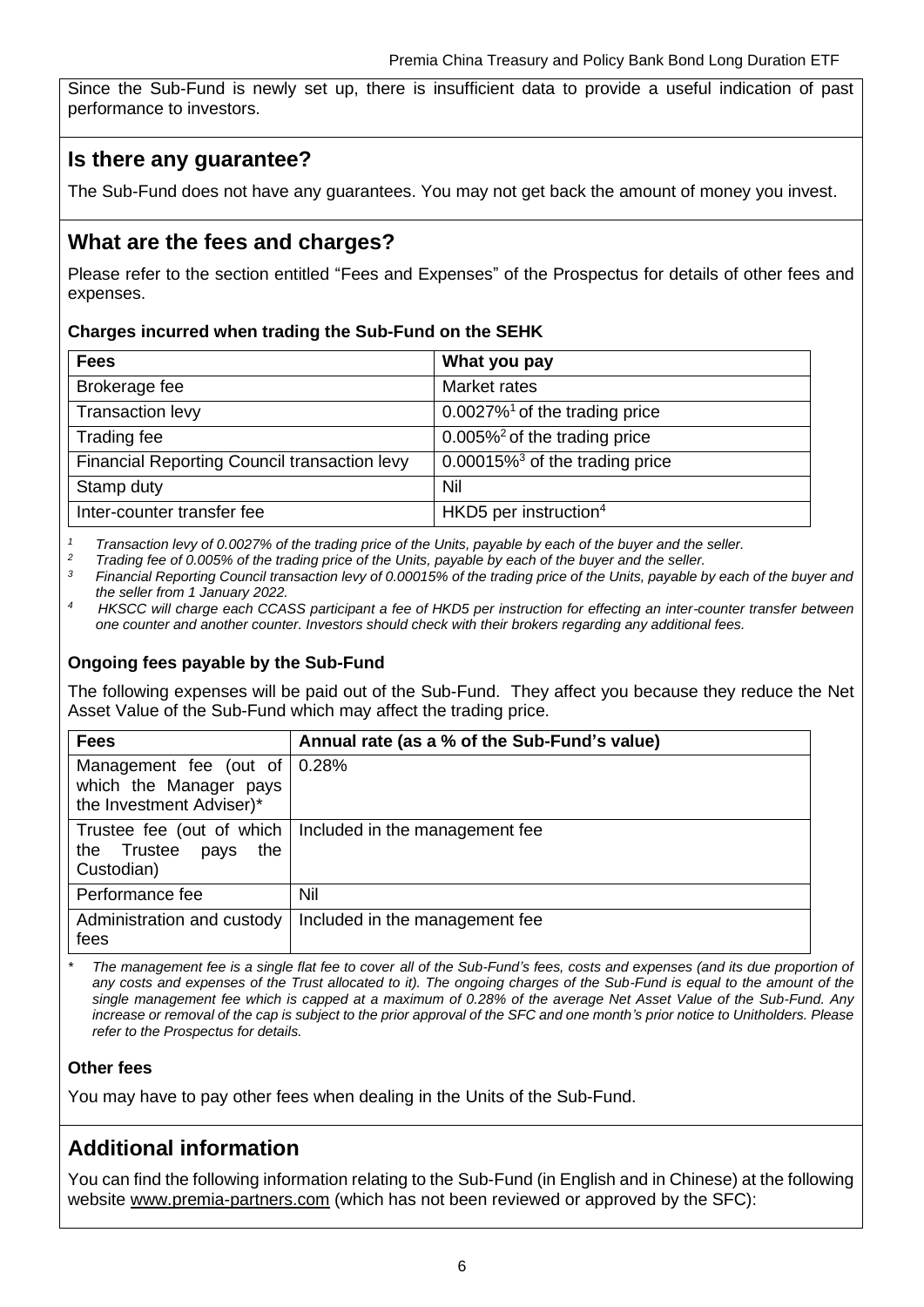Since the Sub-Fund is newly set up, there is insufficient data to provide a useful indication of past performance to investors.

## Is there any guarantee?

The Sub-Fund does not have any guarantees. You may not get back the amount of money you invest.

## What are the fees and charges?

Please refer to the section entitled "Fees and Expenses" of the Prospectus for details of other fees and expenses.

**Charges incurred when trading the Sub-Fund on the SEHK**

| Fees | What you pay |
|---|---|
| Brokerage fee | Market rates |
| Transaction levy | 0.0027%[1] of the trading price |
| Trading fee | 0.005%[2] of the trading price |
| Financial Reporting Council transaction levy | 0.00015%[3] of the trading price |
| Stamp duty | Nil |
| Inter-counter transfer fee | HKD5 per instruction[4] |

*[1] Transaction levy of 0.0027% of the trading price of the Units, payable by each of the buyer and the seller.*

*[2] Trading fee of 0.005% of the trading price of the Units, payable by each of the buyer and the seller.*

*[3] Financial Reporting Council transaction levy of 0.00015% of the trading price of the Units, payable by each of the buyer and the seller from 1 January 2022.*

*[4] HKSCC will charge each CCASS participant a fee of HKD5 per instruction for effecting an inter-counter transfer between one counter and another counter. Investors should check with their brokers regarding any additional fees.*

**Ongoing fees payable by the Sub-Fund**

The following expenses will be paid out of the Sub-Fund. They affect you because they reduce the Net Asset Value of the Sub-Fund which may affect the trading price.

| Fees | Annual rate (as a % of the Sub-Fund's value) |
|---|---|
| Management fee (out of which the Manager pays the Investment Adviser)* | 0.28% |
| Trustee fee (out of which the Trustee pays the Custodian) | Included in the management fee |
| Performance fee | Nil |
| Administration and custody fees | Included in the management fee |

*\* The management fee is a single flat fee to cover all of the Sub-Fund's fees, costs and expenses (and its due proportion of any costs and expenses of the Trust allocated to it). The ongoing charges of the Sub-Fund is equal to the amount of the single management fee which is capped at a maximum of 0.28% of the average Net Asset Value of the Sub-Fund. Any increase or removal of the cap is subject to the prior approval of the SFC and one month's prior notice to Unitholders. Please refer to the Prospectus for details.*

**Other fees**

You may have to pay other fees when dealing in the Units of the Sub-Fund.

## Additional information

You can find the following information relating to the Sub-Fund (in English and in Chinese) at the following website www.premia-partners.com (which has not been reviewed or approved by the SFC):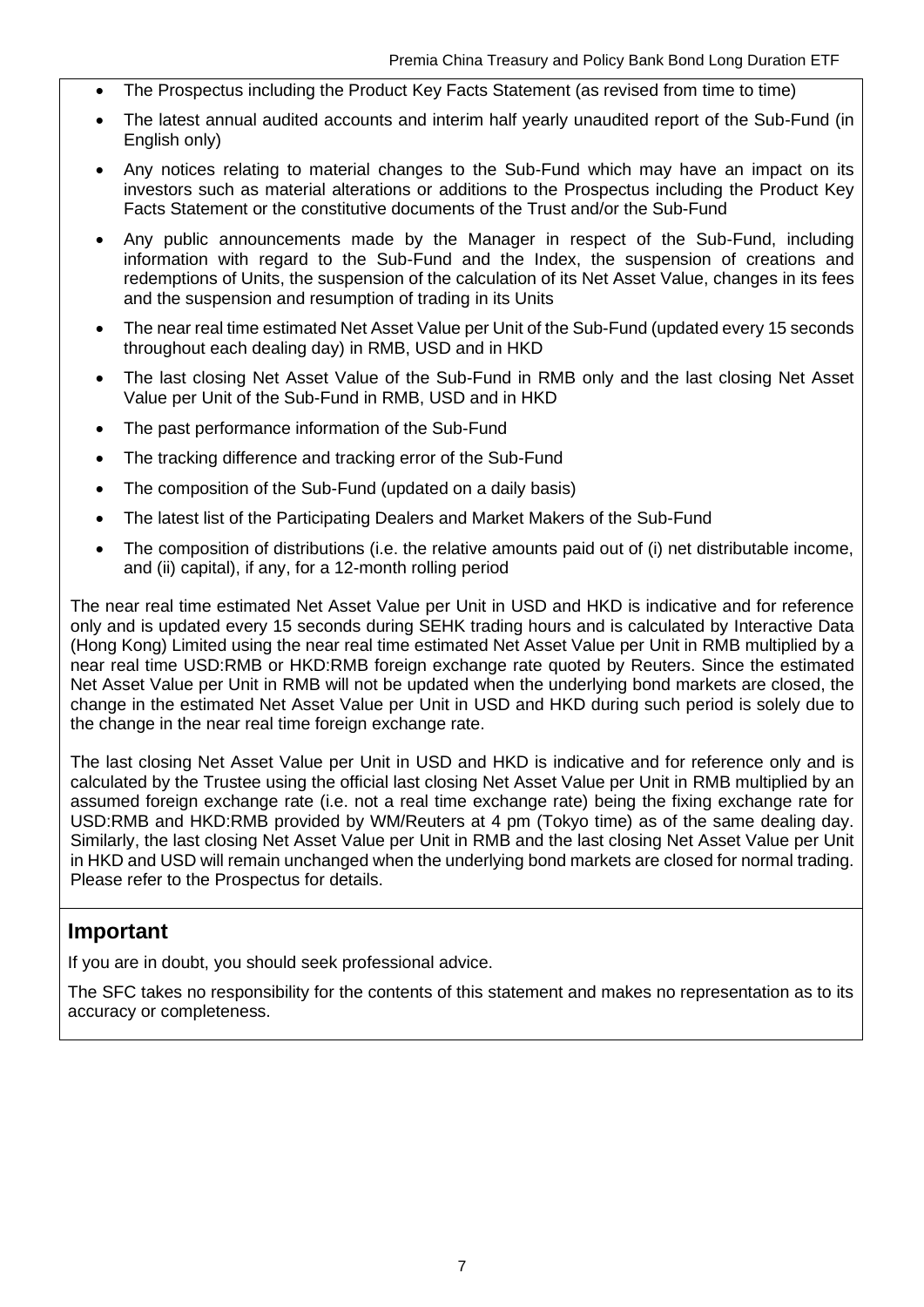- The Prospectus including the Product Key Facts Statement (as revised from time to time)
- The latest annual audited accounts and interim half yearly unaudited report of the Sub-Fund (in English only)
- Any notices relating to material changes to the Sub-Fund which may have an impact on its investors such as material alterations or additions to the Prospectus including the Product Key Facts Statement or the constitutive documents of the Trust and/or the Sub-Fund
- Any public announcements made by the Manager in respect of the Sub-Fund, including information with regard to the Sub-Fund and the Index, the suspension of creations and redemptions of Units, the suspension of the calculation of its Net Asset Value, changes in its fees and the suspension and resumption of trading in its Units
- The near real time estimated Net Asset Value per Unit of the Sub-Fund (updated every 15 seconds throughout each dealing day) in RMB, USD and in HKD
- The last closing Net Asset Value of the Sub-Fund in RMB only and the last closing Net Asset Value per Unit of the Sub-Fund in RMB, USD and in HKD
- The past performance information of the Sub-Fund
- The tracking difference and tracking error of the Sub-Fund
- The composition of the Sub-Fund (updated on a daily basis)
- The latest list of the Participating Dealers and Market Makers of the Sub-Fund
- The composition of distributions (i.e. the relative amounts paid out of (i) net distributable income, and (ii) capital), if any, for a 12-month rolling period

The near real time estimated Net Asset Value per Unit in USD and HKD is indicative and for reference only and is updated every 15 seconds during SEHK trading hours and is calculated by Interactive Data (Hong Kong) Limited using the near real time estimated Net Asset Value per Unit in RMB multiplied by a near real time USD:RMB or HKD:RMB foreign exchange rate quoted by Reuters. Since the estimated Net Asset Value per Unit in RMB will not be updated when the underlying bond markets are closed, the change in the estimated Net Asset Value per Unit in USD and HKD during such period is solely due to the change in the near real time foreign exchange rate.

The last closing Net Asset Value per Unit in USD and HKD is indicative and for reference only and is calculated by the Trustee using the official last closing Net Asset Value per Unit in RMB multiplied by an assumed foreign exchange rate (i.e. not a real time exchange rate) being the fixing exchange rate for USD:RMB and HKD:RMB provided by WM/Reuters at 4 pm (Tokyo time) as of the same dealing day. Similarly, the last closing Net Asset Value per Unit in RMB and the last closing Net Asset Value per Unit in HKD and USD will remain unchanged when the underlying bond markets are closed for normal trading. Please refer to the Prospectus for details.

## Important

If you are in doubt, you should seek professional advice.

The SFC takes no responsibility for the contents of this statement and makes no representation as to its accuracy or completeness.